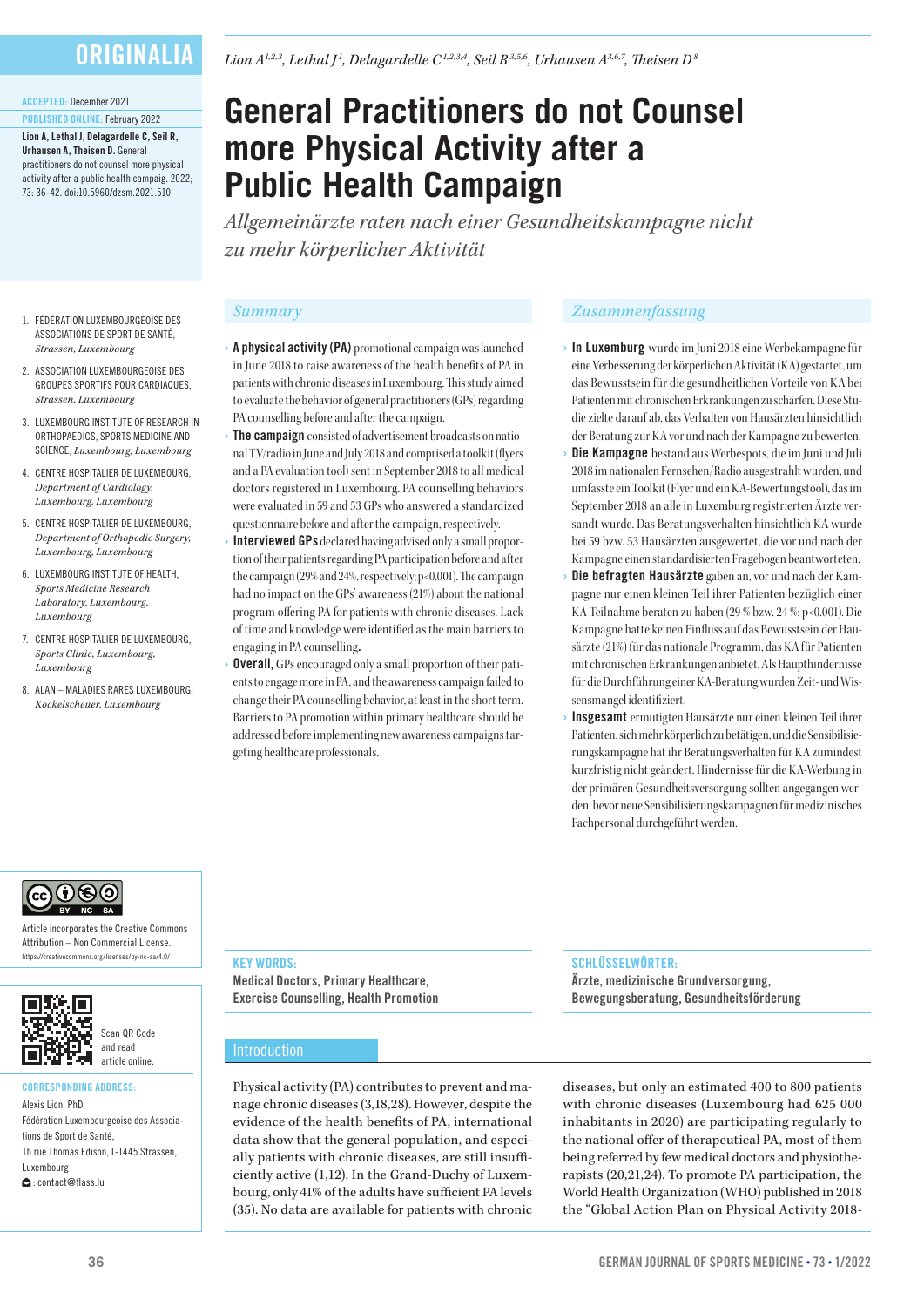ORIGINALIA

ACCEPTED: December 2021

PUBLISHED ONLINE: February 2022

**Lion A, Lethal J, Delagardelle C, Seil R, Urhausen A, Theisen D.** General practitioners do not counsel more physical activity after a public health campaig. 2022; 73: 36-42. doi:10.5960/dzsm.2021.510

*Lion A[1,2,3], Lethal J[1], Delagardelle C[1,2,3,4], Seil R[3,5,6], Urhausen A[3,6,7], Theisen D[8]*

# General Practitioners do not Counsel more Physical Activity after a Public Health Campaign

*Allgemeinärzte raten nach einer Gesundheitskampagne nicht zu mehr körperlicher Aktivität*

1. FÉDÉRATION LUXEMBOURGEOISE DES ASSOCIATIONS DE SPORT DE SANTÉ, *Strassen, Luxembourg*
2. ASSOCIATION LUXEMBOURGEOISE DES GROUPES SPORTIFS POUR CARDIAQUES, *Strassen, Luxembourg*
3. LUXEMBOURG INSTITUTE OF RESEARCH IN ORTHOPAEDICS, SPORTS MEDICINE AND SCIENCE, *Luxembourg, Luxembourg*
4. CENTRE HOSPITALIER DE LUXEMBOURG, *Department of Cardiology, Luxembourg, Luxembourg*
5. CENTRE HOSPITALIER DE LUXEMBOURG, *Department of Orthopedic Surgery, Luxembourg, Luxembourg*
6. LUXEMBOURG INSTITUTE OF HEALTH, *Sports Medicine Research Laboratory, Luxembourg, Luxembourg*
7. CENTRE HOSPITALIER DE LUXEMBOURG, *Sports Clinic, Luxembourg, Luxembourg*
8. ALAN – MALADIES RARES LUXEMBOURG, *Kockelscheuer, Luxembourg*

## Summary

› **A physical activity (PA)** promotional campaign was launched in June 2018 to raise awareness of the health benefits of PA in patients with chronic diseases in Luxembourg. This study aimed to evaluate the behavior of general practitioners (GPs) regarding PA counselling before and after the campaign.

› **The campaign** consisted of advertisement broadcasts on national TV/radio in June and July 2018 and comprised a toolkit (flyers and a PA evaluation tool) sent in September 2018 to all medical doctors registered in Luxembourg. PA counselling behaviors were evaluated in 59 and 53 GPs who answered a standardized questionnaire before and after the campaign, respectively.

› **Interviewed GPs** declared having advised only a small proportion of their patients regarding PA participation before and after the campaign (29% and 24%, respectively; $p<0.001$). The campaign had no impact on the GPs' awareness (21%) about the national program offering PA for patients with chronic diseases. Lack of time and knowledge were identified as the main barriers to engaging in PA counselling.

› **Overall,** GPs encouraged only a small proportion of their patients to engage more in PA, and the awareness campaign failed to change their PA counselling behavior, at least in the short term. Barriers to PA promotion within primary healthcare should be addressed before implementing new awareness campaigns targeting healthcare professionals.

## Zusammenfassung

› **In Luxemburg** wurde im Juni 2018 eine Werbekampagne für eine Verbesserung der körperlichen Aktivität (KA) gestartet, um das Bewusstsein für die gesundheitlichen Vorteile von KA bei Patienten mit chronischen Erkrankungen zu schärfen. Diese Studie zielte darauf ab, das Verhalten von Hausärzten hinsichtlich der Beratung zur KA vor und nach der Kampagne zu bewerten.

› **Die Kampagne** bestand aus Werbespots, die im Juni und Juli 2018 im nationalen Fernsehen/Radio ausgestrahlt wurden, und umfasste ein Toolkit (Flyer und ein KA-Bewertungstool), das im September 2018 an alle in Luxemburg registrierten Ärzte versandt wurde. Das Beratungsverhalten hinsichtlich KA wurde bei 59 bzw. 53 Hausärzten ausgewertet, die vor und nach der Kampagne einen standardisierten Fragebogen beantworteten.

› **Die befragten Hausärzte** gaben an, vor und nach der Kampagne nur einen kleinen Teil ihrer Patienten bezüglich einer KA-Teilnahme beraten zu haben (29 % bzw. 24 %; $p<0.001$). Die Kampagne hatte keinen Einfluss auf das Bewusstsein der Hausärzte (21%) für das nationale Programm, das KA für Patienten mit chronischen Erkrankungen anbietet. Als Haupthindernisse für die Durchführung einer KA-Beratung wurden Zeit- und Wissensmangel identifiziert.

› **Insgesamt** ermutigten Hausärzte nur einen kleinen Teil ihrer Patienten, sich mehr körperlich zu betätigen, und die Sensibilisierungskampagne hat ihr Beratungsverhalten für KA zumindest kurzfristig nicht geändert. Hindernisse für die KA-Werbung in der primären Gesundheitsversorgung sollten angegangen werden, bevor neue Sensibilisierungskampagnen für medizinisches Fachpersonal durchgeführt werden.

**KEY WORDS:**
Medical Doctors, Primary Healthcare, Exercise Counselling, Health Promotion

**SCHLÜSSELWÖRTER:**
Ärzte, medizinische Grundversorgung, Bewegungsberatung, Gesundheitsförderung

Article incorporates the Creative Commons Attribution – Non Commercial License. https://creativecommons.org/licenses/by-nc-sa/4.0/

Scan QR Code and read article online.

**CORRESPONDING ADDRESS:**
Alexis Lion, PhD
Fédération Luxembourgeoise des Associations de Sport de Santé,
1b rue Thomas Edison, L-1445 Strassen, Luxembourg
: contact@flass.lu

## Introduction

Physical activity (PA) contributes to prevent and manage chronic diseases (3,18,28). However, despite the evidence of the health benefits of PA, international data show that the general population, and especially patients with chronic diseases, are still insufficiently active (1,12). In the Grand-Duchy of Luxembourg, only 41% of the adults have sufficient PA levels (35). No data are available for patients with chronic diseases, but only an estimated 400 to 800 patients with chronic diseases (Luxembourg had 625 000 inhabitants in 2020) are participating regularly to the national offer of therapeutical PA, most of them being referred by few medical doctors and physiotherapists (20,21,24). To promote PA participation, the World Health Organization (WHO) published in 2018 the "Global Action Plan on Physical Activity 2018-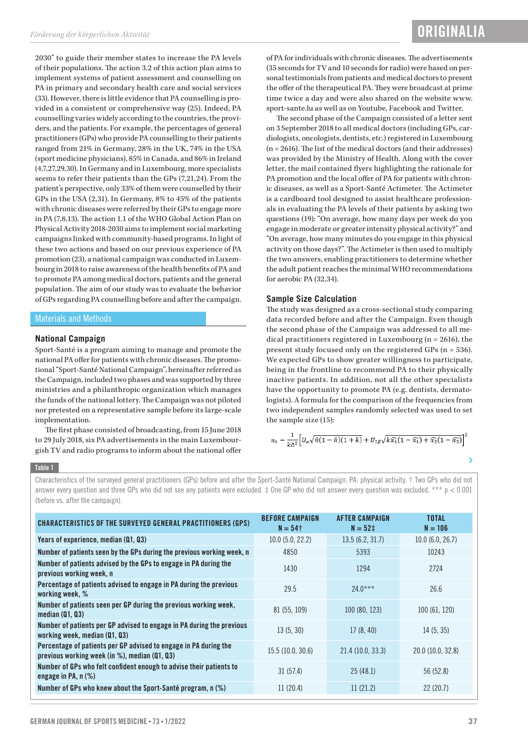2030" to guide their member states to increase the PA levels of their populations. The action 3.2 of this action plan aims to implement systems of patient assessment and counselling on PA in primary and secondary health care and social services (33). However, there is little evidence that PA counselling is provided in a consistent or comprehensive way (25). Indeed, PA counselling varies widely according to the countries, the providers, and the patients. For example, the percentages of general practitioners (GPs) who provide PA counselling to their patients ranged from 21% in Germany, 28% in the UK, 74% in the USA (sport medicine physicians), 85% in Canada, and 86% in Ireland (4,7,27,29,30). In Germany and in Luxembourg, more specialists seems to refer their patients than the GPs (7,21,24). From the patient's perspective, only 33% of them were counselled by their GPs in the USA (2,31). In Germany, 8% to 45% of the patients with chronic diseases were referred by their GPs to engage more in PA (7,8,13). The action 1.1 of the WHO Global Action Plan on Physical Activity 2018-2030 aims to implement social marketing campaigns linked with community-based programs. In light of these two actions and based on our previous experience of PA promotion (23), a national campaign was conducted in Luxembourg in 2018 to raise awareness of the health benefits of PA and to promote PA among medical doctors, patients and the general population. The aim of our study was to evaluate the behavior of GPs regarding PA counselling before and after the campaign.

## Materials and Methods

### National Campaign

Sport-Santé is a program aiming to manage and promote the national PA offer for patients with chronic diseases. The promotional "Sport-Santé National Campaign", hereinafter referred as the Campaign, included two phases and was supported by three ministries and a philanthropic organization which manages the funds of the national lottery. The Campaign was not piloted nor pretested on a representative sample before its large-scale implementation.

The first phase consisted of broadcasting, from 15 June 2018 to 29 July 2018, six PA advertisements in the main Luxembourgish TV and radio programs to inform about the national offer of PA for individuals with chronic diseases. The advertisements (35 seconds for TV and 10 seconds for radio) were based on personal testimonials from patients and medical doctors to present the offer of the therapeutical PA. They were broadcast at prime time twice a day and were also shared on the website www.sport-sante.lu as well as on Youtube, Facebook and Twitter.

The second phase of the Campaign consisted of a letter sent on 3 September 2018 to all medical doctors (including GPs, cardiologists, oncologists, dentists, etc.) registered in Luxembourg (n = 2616). The list of the medical doctors (and their addresses) was provided by the Ministry of Health. Along with the cover letter, the mail contained flyers highlighting the rationale for PA promotion and the local offer of PA for patients with chronic diseases, as well as a Sport-Santé Actimeter. The Actimeter is a cardboard tool designed to assist healthcare professionals in evaluating the PA levels of their patients by asking two questions (19): "On average, how many days per week do you engage in moderate or greater intensity physical activity?" and "On average, how many minutes do you engage in this physical activity on those days?". The Actimeter is then used to multiply the two answers, enabling practitioners to determine whether the adult patient reaches the minimal WHO recommendations for aerobic PA (32,34).

### Sample Size Calculation

The study was designed as a cross-sectional study comparing data recorded before and after the Campaign. Even though the second phase of the Campaign was addressed to all medical practitioners registered in Luxembourg (n = 2616), the present study focused only on the registered GPs (n = 536). We expected GPs to show greater willingness to participate, being in the frontline to recommend PA to their physically inactive patients. In addition, not all the other specialists have the opportunity to promote PA (e.g. dentists, dermatologists). A formula for the comparison of the frequencies from two independent samples randomly selected was used to set the sample size (15):

$$n_1 = \frac{1}{k\Delta^2}\left[U_\alpha\sqrt{\hat{\pi}(1-\hat{\pi})(1+k)} + U_{2\beta}\sqrt{k\hat{\pi}_1(1-\hat{\pi}_1)+\hat{\pi}_2(1-\hat{\pi}_2)}\right]^2$$

**Table 1**

Characteristics of the surveyed general practitioners (GPs) before and after the Sport-Santé National Campaign. PA: physical activity. † Two GPs who did not answer every question and three GPs who did not see any patients were excluded. ‡ One GP who did not answer every question was excluded. *** $p < 0.001$ (before vs. after the campaign).

| CHARACTERISTICS OF THE SURVEYED GENERAL PRACTITIONERS (GPS) | BEFORE CAMPAIGN N = 54† | AFTER CAMPAIGN N = 52‡ | TOTAL N = 106 |
|---|---|---|---|
| Years of experience, median (Q1, Q3) | 10.0 (5.0, 22.2) | 13.5 (6.2, 31.7) | 10.0 (6.0, 26.7) |
| Number of patients seen by the GPs during the previous working week, n | 4850 | 5393 | 10243 |
| Number of patients advised by the GPs to engage in PA during the previous working week, n | 1430 | 1294 | 2724 |
| Percentage of patients advised to engage in PA during the previous working week, % | 29.5 | 24.0*** | 26.6 |
| Number of patients seen per GP during the previous working week, median (Q1, Q3) | 81 (55, 109) | 100 (80, 123) | 100 (61, 120) |
| Number of patients per GP advised to engage in PA during the previous working week, median (Q1, Q3) | 13 (5, 30) | 17 (8, 40) | 14 (5, 35) |
| Percentage of patients per GP advised to engage in PA during the previous working week (in %), median (Q1, Q3) | 15.5 (10.0, 30.6) | 21.4 (10.0, 33.3) | 20.0 (10.0, 32.8) |
| Number of GPs who felt confident enough to advise their patients to engage in PA, n (%) | 31 (57.4) | 25 (48.1) | 56 (52.8) |
| Number of GPs who knew about the Sport-Santé program, n (%) | 11 (20.4) | 11 (21.2) | 22 (20.7) |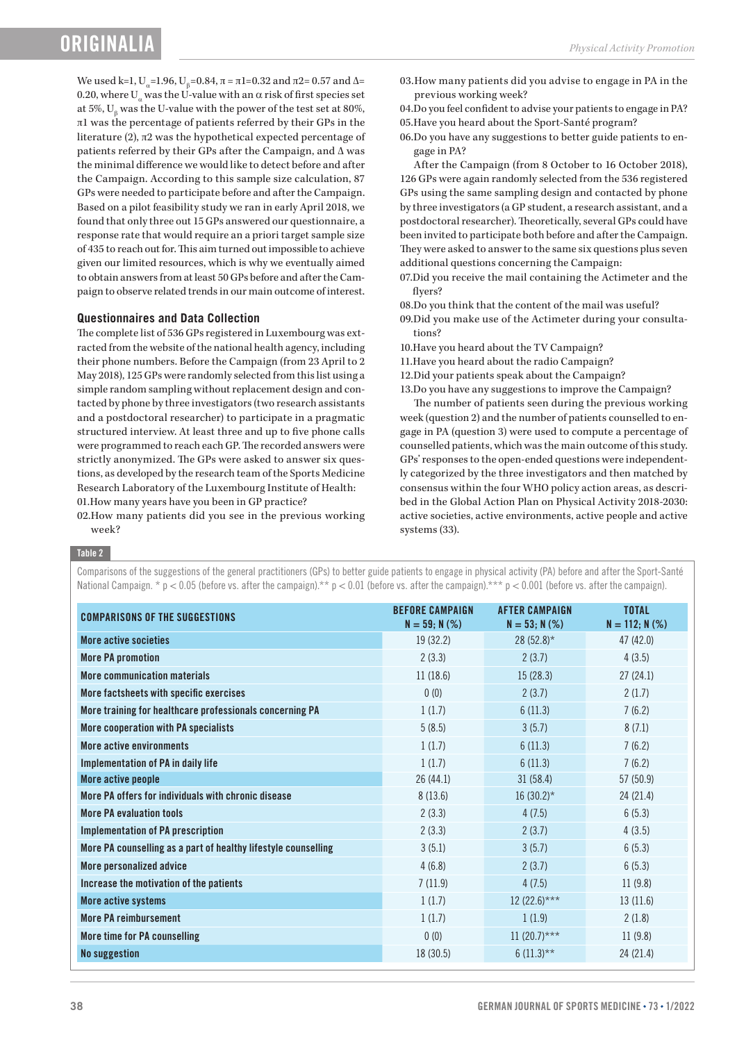We used k=1, $U_\alpha$=1.96, $U_\beta$=0.84, $\pi = \pi 1$=0.32 and $\pi 2$= 0.57 and $\Delta$= 0.20, where $U_\alpha$ was the U-value with an $\alpha$ risk of first species set at 5%, $U_\beta$ was the U-value with the power of the test set at 80%, $\pi 1$ was the percentage of patients referred by their GPs in the literature (2), $\pi 2$ was the hypothetical expected percentage of patients referred by their GPs after the Campaign, and $\Delta$ was the minimal difference we would like to detect before and after the Campaign. According to this sample size calculation, 87 GPs were needed to participate before and after the Campaign. Based on a pilot feasibility study we ran in early April 2018, we found that only three out 15 GPs answered our questionnaire, a response rate that would require an a priori target sample size of 435 to reach out for. This aim turned out impossible to achieve given our limited resources, which is why we eventually aimed to obtain answers from at least 50 GPs before and after the Campaign to observe related trends in our main outcome of interest.

### Questionnaires and Data Collection

The complete list of 536 GPs registered in Luxembourg was extracted from the website of the national health agency, including their phone numbers. Before the Campaign (from 23 April to 2 May 2018), 125 GPs were randomly selected from this list using a simple random sampling without replacement design and contacted by phone by three investigators (two research assistants and a postdoctoral researcher) to participate in a pragmatic structured interview. At least three and up to five phone calls were programmed to reach each GP. The recorded answers were strictly anonymized. The GPs were asked to answer six questions, as developed by the research team of the Sports Medicine Research Laboratory of the Luxembourg Institute of Health:

01. How many years have you been in GP practice?
02. How many patients did you see in the previous working week?
03. How many patients did you advise to engage in PA in the previous working week?
04. Do you feel confident to advise your patients to engage in PA?
05. Have you heard about the Sport-Santé program?
06. Do you have any suggestions to better guide patients to engage in PA?

After the Campaign (from 8 October to 16 October 2018), 126 GPs were again randomly selected from the 536 registered GPs using the same sampling design and contacted by phone by three investigators (a GP student, a research assistant, and a postdoctoral researcher). Theoretically, several GPs could have been invited to participate both before and after the Campaign. They were asked to answer to the same six questions plus seven additional questions concerning the Campaign:

07. Did you receive the mail containing the Actimeter and the flyers?
08. Do you think that the content of the mail was useful?
09. Did you make use of the Actimeter during your consultations?
10. Have you heard about the TV Campaign?
11. Have you heard about the radio Campaign?
12. Did your patients speak about the Campaign?
13. Do you have any suggestions to improve the Campaign?

The number of patients seen during the previous working week (question 2) and the number of patients counselled to engage in PA (question 3) were used to compute a percentage of counselled patients, which was the main outcome of this study. GPs' responses to the open-ended questions were independently categorized by the three investigators and then matched by consensus within the four WHO policy action areas, as described in the Global Action Plan on Physical Activity 2018-2030: active societies, active environments, active people and active systems (33).

**Table 2**

Comparisons of the suggestions of the general practitioners (GPs) to better guide patients to engage in physical activity (PA) before and after the Sport-Santé National Campaign. * $p < 0.05$ (before vs. after the campaign).** $p < 0.01$ (before vs. after the campaign).*** $p < 0.001$ (before vs. after the campaign).

| COMPARISONS OF THE SUGGESTIONS | BEFORE CAMPAIGN N = 59; N (%) | AFTER CAMPAIGN N = 53; N (%) | TOTAL N = 112; N (%) |
|---|---|---|---|
| **More active societies** | 19 (32.2) | 28 (52.8)* | 47 (42.0) |
| More PA promotion | 2 (3.3) | 2 (3.7) | 4 (3.5) |
| More communication materials | 11 (18.6) | 15 (28.3) | 27 (24.1) |
| More factsheets with specific exercises | 0 (0) | 2 (3.7) | 2 (1.7) |
| More training for healthcare professionals concerning PA | 1 (1.7) | 6 (11.3) | 7 (6.2) |
| More cooperation with PA specialists | 5 (8.5) | 3 (5.7) | 8 (7.1) |
| **More active environments** | 1 (1.7) | 6 (11.3) | 7 (6.2) |
| Implementation of PA in daily life | 1 (1.7) | 6 (11.3) | 7 (6.2) |
| **More active people** | 26 (44.1) | 31 (58.4) | 57 (50.9) |
| More PA offers for individuals with chronic disease | 8 (13.6) | 16 (30.2)* | 24 (21.4) |
| More PA evaluation tools | 2 (3.3) | 4 (7.5) | 6 (5.3) |
| Implementation of PA prescription | 2 (3.3) | 2 (3.7) | 4 (3.5) |
| More PA counselling as a part of healthy lifestyle counselling | 3 (5.1) | 3 (5.7) | 6 (5.3) |
| More personalized advice | 4 (6.8) | 2 (3.7) | 6 (5.3) |
| Increase the motivation of the patients | 7 (11.9) | 4 (7.5) | 11 (9.8) |
| **More active systems** | 1 (1.7) | 12 (22.6)*** | 13 (11.6) |
| More PA reimbursement | 1 (1.7) | 1 (1.9) | 2 (1.8) |
| More time for PA counselling | 0 (0) | 11 (20.7)*** | 11 (9.8) |
| **No suggestion** | 18 (30.5) | 6 (11.3)** | 24 (21.4) |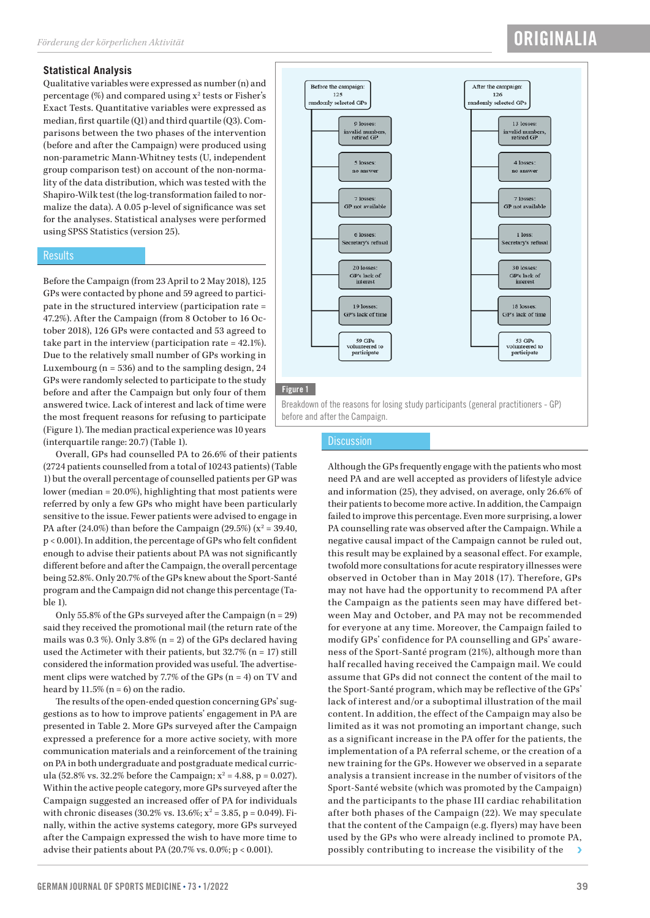### Statistical Analysis

Qualitative variables were expressed as number (n) and percentage (%) and compared using $x^2$ tests or Fisher's Exact Tests. Quantitative variables were expressed as median, first quartile (Q1) and third quartile (Q3). Comparisons between the two phases of the intervention (before and after the Campaign) were produced using non-parametric Mann-Whitney tests (U, independent group comparison test) on account of the non-normality of the data distribution, which was tested with the Shapiro-Wilk test (the log-transformation failed to normalize the data). A 0.05 p-level of significance was set for the analyses. Statistical analyses were performed using SPSS Statistics (version 25).

## Results

Before the Campaign (from 23 April to 2 May 2018), 125 GPs were contacted by phone and 59 agreed to participate in the structured interview (participation rate = 47.2%). After the Campaign (from 8 October to 16 October 2018), 126 GPs were contacted and 53 agreed to take part in the interview (participation rate = 42.1%). Due to the relatively small number of GPs working in Luxembourg (n = 536) and to the sampling design, 24 GPs were randomly selected to participate to the study before and after the Campaign but only four of them answered twice. Lack of interest and lack of time were the most frequent reasons for refusing to participate (Figure 1). The median practical experience was 10 years (interquartile range: 20.7) (Table 1).

Overall, GPs had counselled PA to 26.6% of their patients (2724 patients counselled from a total of 10243 patients) (Table 1) but the overall percentage of counselled patients per GP was lower (median = 20.0%), highlighting that most patients were referred by only a few GPs who might have been particularly sensitive to the issue. Fewer patients were advised to engage in PA after (24.0%) than before the Campaign (29.5%) ($x^2$ = 39.40, $p < 0.001$). In addition, the percentage of GPs who felt confident enough to advise their patients about PA was not significantly different before and after the Campaign, the overall percentage being 52.8%. Only 20.7% of the GPs knew about the Sport-Santé program and the Campaign did not change this percentage (Table 1).

Only 55.8% of the GPs surveyed after the Campaign (n = 29) said they received the promotional mail (the return rate of the mails was 0.3 %). Only 3.8% (n = 2) of the GPs declared having used the Actimeter with their patients, but 32.7% (n = 17) still considered the information provided was useful. The advertisement clips were watched by 7.7% of the GPs (n = 4) on TV and heard by 11.5% (n = 6) on the radio.

The results of the open-ended question concerning GPs' suggestions as to how to improve patients' engagement in PA are presented in Table 2. More GPs surveyed after the Campaign expressed a preference for a more active society, with more communication materials and a reinforcement of the training on PA in both undergraduate and postgraduate medical curricula (52.8% vs. 32.2% before the Campaign; $x^2$ = 4.88, p = 0.027). Within the active people category, more GPs surveyed after the Campaign suggested an increased offer of PA for individuals with chronic diseases (30.2% vs. 13.6%; $x^2$ = 3.85, p = 0.049). Finally, within the active systems category, more GPs surveyed after the Campaign expressed the wish to have more time to advise their patients about PA (20.7% vs. 0.0%; $p < 0.001$).

| Before the campaign: 125 randomly selected GPs | After the campaign: 126 randomly selected GPs |
|---|---|
| 9 losses: invalid numbers, retired GP | 13 losses: invalid numbers, retired GP |
| 5 losses: no answer | 4 losses: no answer |
| 7 losses: GP not available | 7 losses: GP not available |
| 6 losses: Secretary's refusal | 1 loss: Secretary's refusal |
| 20 losses: GP's lack of interest | 30 losses: GP's lack of interest |
| 19 losses: GP's lack of time | 18 losses: GP's lack of time |
| 59 GPs volunteered to participate | 53 GPs volunteered to participate |

**Figure 1**

Breakdown of the reasons for losing study participants (general practitioners - GP) before and after the Campaign.

## Discussion

Although the GPs frequently engage with the patients who most need PA and are well accepted as providers of lifestyle advice and information (25), they advised, on average, only 26.6% of their patients to become more active. In addition, the Campaign failed to improve this percentage. Even more surprising, a lower PA counselling rate was observed after the Campaign. While a negative causal impact of the Campaign cannot be ruled out, this result may be explained by a seasonal effect. For example, twofold more consultations for acute respiratory illnesses were observed in October than in May 2018 (17). Therefore, GPs may not have had the opportunity to recommend PA after the Campaign as the patients seen may have differed between May and October, and PA may not be recommended for everyone at any time. Moreover, the Campaign failed to modify GPs' confidence for PA counselling and GPs' awareness of the Sport-Santé program (21%), although more than half recalled having received the Campaign mail. We could assume that GPs did not connect the content of the mail to the Sport-Santé program, which may be reflective of the GPs' lack of interest and/or a suboptimal illustration of the mail content. In addition, the effect of the Campaign may also be limited as it was not promoting an important change, such as a significant increase in the PA offer for patients, the implementation of a PA referral scheme, or the creation of a new training for the GPs. However we observed in a separate analysis a transient increase in the number of visitors of the Sport-Santé website (which was promoted by the Campaign) and the participants to the phase III cardiac rehabilitation after both phases of the Campaign (22). We may speculate that the content of the Campaign (e.g. flyers) may have been used by the GPs who were already inclined to promote PA, possibly contributing to increase the visibility of the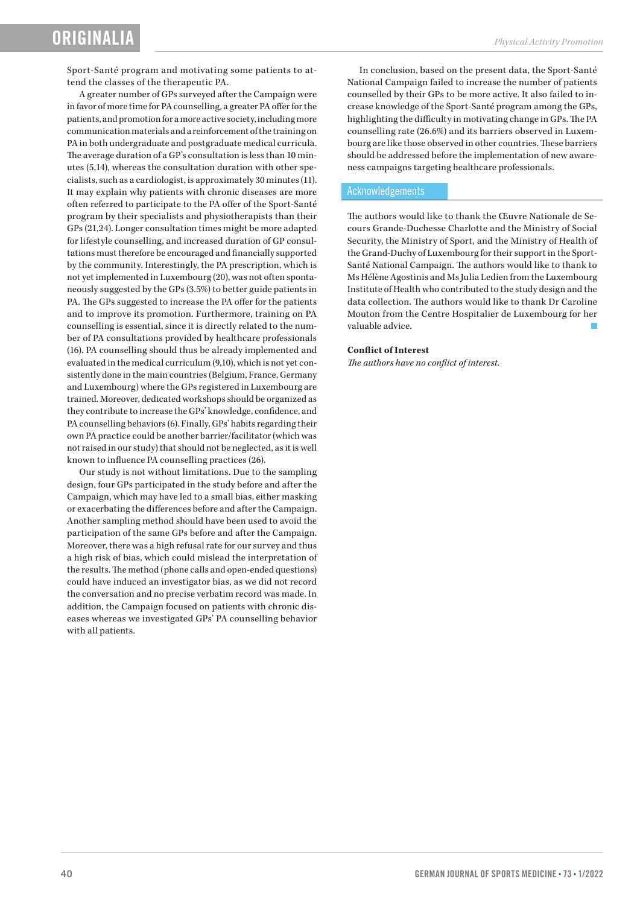Sport-Santé program and motivating some patients to attend the classes of the therapeutic PA.

A greater number of GPs surveyed after the Campaign were in favor of more time for PA counselling, a greater PA offer for the patients, and promotion for a more active society, including more communication materials and a reinforcement of the training on PA in both undergraduate and postgraduate medical curricula. The average duration of a GP's consultation is less than 10 minutes (5,14), whereas the consultation duration with other specialists, such as a cardiologist, is approximately 30 minutes (11). It may explain why patients with chronic diseases are more often referred to participate to the PA offer of the Sport-Santé program by their specialists and physiotherapists than their GPs (21,24). Longer consultation times might be more adapted for lifestyle counselling, and increased duration of GP consultations must therefore be encouraged and financially supported by the community. Interestingly, the PA prescription, which is not yet implemented in Luxembourg (20), was not often spontaneously suggested by the GPs (3.5%) to better guide patients in PA. The GPs suggested to increase the PA offer for the patients and to improve its promotion. Furthermore, training on PA counselling is essential, since it is directly related to the number of PA consultations provided by healthcare professionals (16). PA counselling should thus be already implemented and evaluated in the medical curriculum (9,10), which is not yet consistently done in the main countries (Belgium, France, Germany and Luxembourg) where the GPs registered in Luxembourg are trained. Moreover, dedicated workshops should be organized as they contribute to increase the GPs' knowledge, confidence, and PA counselling behaviors (6). Finally, GPs' habits regarding their own PA practice could be another barrier/facilitator (which was not raised in our study) that should not be neglected, as it is well known to influence PA counselling practices (26).

Our study is not without limitations. Due to the sampling design, four GPs participated in the study before and after the Campaign, which may have led to a small bias, either masking or exacerbating the differences before and after the Campaign. Another sampling method should have been used to avoid the participation of the same GPs before and after the Campaign. Moreover, there was a high refusal rate for our survey and thus a high risk of bias, which could mislead the interpretation of the results. The method (phone calls and open-ended questions) could have induced an investigator bias, as we did not record the conversation and no precise verbatim record was made. In addition, the Campaign focused on patients with chronic diseases whereas we investigated GPs' PA counselling behavior with all patients.

In conclusion, based on the present data, the Sport-Santé National Campaign failed to increase the number of patients counselled by their GPs to be more active. It also failed to increase knowledge of the Sport-Santé program among the GPs, highlighting the difficulty in motivating change in GPs. The PA counselling rate (26.6%) and its barriers observed in Luxembourg are like those observed in other countries. These barriers should be addressed before the implementation of new awareness campaigns targeting healthcare professionals.

## Acknowledgements

The authors would like to thank the Œuvre Nationale de Secours Grande-Duchesse Charlotte and the Ministry of Social Security, the Ministry of Sport, and the Ministry of Health of the Grand-Duchy of Luxembourg for their support in the Sport-Santé National Campaign. The authors would like to thank to Ms Hélène Agostinis and Ms Julia Ledien from the Luxembourg Institute of Health who contributed to the study design and the data collection. The authors would like to thank Dr Caroline Mouton from the Centre Hospitalier de Luxembourg for her valuable advice.

**Conflict of Interest**

*The authors have no conflict of interest.*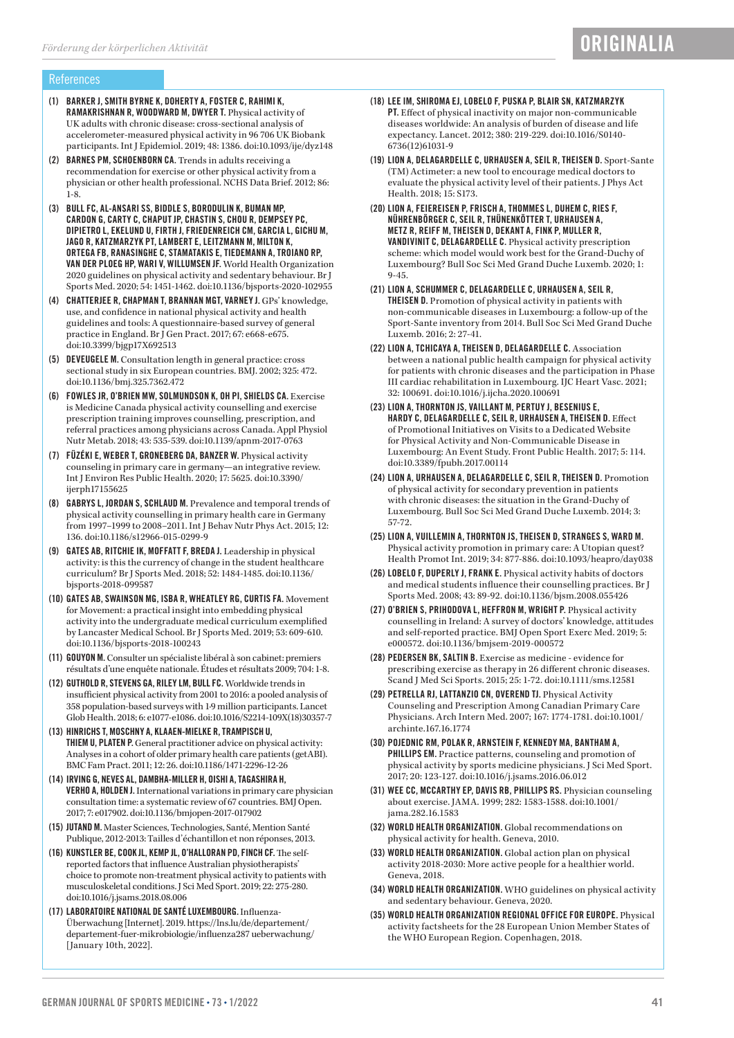## References

(1) **BARKER J, SMITH BYRNE K, DOHERTY A, FOSTER C, RAHIMI K, RAMAKRISHNAN R, WOODWARD M, DWYER T.** Physical activity of UK adults with chronic disease: cross-sectional analysis of accelerometer-measured physical activity in 96 706 UK Biobank participants. Int J Epidemiol. 2019; 48: 1386. doi:10.1093/ije/dyz148

(2) **BARNES PM, SCHOENBORN CA.** Trends in adults receiving a recommendation for exercise or other physical activity from a physician or other health professional. NCHS Data Brief. 2012; 86: 1-8.

(3) **BULL FC, AL-ANSARI SS, BIDDLE S, BORODULIN K, BUMAN MP, CARDON G, CARTY C, CHAPUT JP, CHASTIN S, CHOU R, DEMPSEY PC, DIPIETRO L, EKELUND U, FIRTH J, FRIEDENREICH CM, GARCIA L, GICHU M, JAGO R, KATZMARZYK PT, LAMBERT E, LEITZMANN M, MILTON K, ORTEGA FB, RANASINGHE C, STAMATAKIS E, TIEDEMANN A, TROIANO RP, VAN DER PLOEG HP, WARI V, WILLUMSEN JF.** World Health Organization 2020 guidelines on physical activity and sedentary behaviour. Br J Sports Med. 2020; 54: 1451-1462. doi:10.1136/bjsports-2020-102955

(4) **CHATTERJEE R, CHAPMAN T, BRANNAN MGT, VARNEY J.** GPs' knowledge, use, and confidence in national physical activity and health guidelines and tools: A questionnaire-based survey of general practice in England. Br J Gen Pract. 2017; 67: e668-e675. doi:10.3399/bjgp17X692513

(5) **DEVEUGELE M.** Consultation length in general practice: cross sectional study in six European countries. BMJ. 2002; 325: 472. doi:10.1136/bmj.325.7362.472

(6) **FOWLES JR, O'BRIEN MW, SOLMUNDSON K, OH PI, SHIELDS CA.** Exercise is Medicine Canada physical activity counselling and exercise prescription training improves counselling, prescription, and referral practices among physicians across Canada. Appl Physiol Nutr Metab. 2018; 43: 535-539. doi:10.1139/apnm-2017-0763

(7) **FÜZÉKI E, WEBER T, GRONEBERG DA, BANZER W.** Physical activity counseling in primary care in germany—an integrative review. Int J Environ Res Public Health. 2020; 17: 5625. doi:10.3390/ijerph17155625

(8) **GABRYS L, JORDAN S, SCHLAUD M.** Prevalence and temporal trends of physical activity counselling in primary health care in Germany from 1997–1999 to 2008–2011. Int J Behav Nutr Phys Act. 2015; 12: 136. doi:10.1186/s12966-015-0299-9

(9) **GATES AB, RITCHIE IK, MOFFATT F, BREDA J.** Leadership in physical activity: is this the currency of change in the student healthcare curriculum? Br J Sports Med. 2018; 52: 1484-1485. doi:10.1136/bjsports-2018-099587

(10) **GATES AB, SWAINSON MG, ISBA R, WHEATLEY RG, CURTIS FA.** Movement for Movement: a practical insight into embedding physical activity into the undergraduate medical curriculum exemplified by Lancaster Medical School. Br J Sports Med. 2019; 53: 609-610. doi:10.1136/bjsports-2018-100243

(11) **GOUYON M.** Consulter un spécialiste libéral à son cabinet: premiers résultats d'une enquête nationale. Études et résultats 2009; 704: 1-8.

(12) **GUTHOLD R, STEVENS GA, RILEY LM, BULL FC.** Worldwide trends in insufficient physical activity from 2001 to 2016: a pooled analysis of 358 population-based surveys with 1·9 million participants. Lancet Glob Health. 2018; 6: e1077-e1086. doi:10.1016/S2214-109X(18)30357-7

(13) **HINRICHS T, MOSCHNY A, KLAAEN-MIELKE R, TRAMPISCH U, THIEM U, PLATEN P.** General practitioner advice on physical activity: Analyses in a cohort of older primary health care patients (getABI). BMC Fam Pract. 2011; 12: 26. doi:10.1186/1471-2296-12-26

(14) **IRVING G, NEVES AL, DAMBHA-MILLER H, OISHI A, TAGASHIRA H, VERHO A, HOLDEN J.** International variations in primary care physician consultation time: a systematic review of 67 countries. BMJ Open. 2017; 7: e017902. doi:10.1136/bmjopen-2017-017902

(15) **JUTAND M.** Master Sciences, Technologies, Santé, Mention Santé Publique, 2012-2013: Tailles d'échantillon et non réponses, 2013.

(16) **KUNSTLER BE, COOK JL, KEMP JL, O'HALLORAN PD, FINCH CF.** The self-reported factors that influence Australian physiotherapists' choice to promote non-treatment physical activity to patients with musculoskeletal conditions. J Sci Med Sport. 2019; 22: 275-280. doi:10.1016/j.jsams.2018.08.006

(17) **LABORATOIRE NATIONAL DE SANTÉ LUXEMBOURG.** Influenza-Überwachung [Internet]. 2019. https://lns.lu/de/departement/departement-fuer-mikrobiologie/influenza287 ueberwachung/ [January 10th, 2022].

(18) **LEE IM, SHIROMA EJ, LOBELO F, PUSKA P, BLAIR SN, KATZMARZYK PT.** Effect of physical inactivity on major non-communicable diseases worldwide: An analysis of burden of disease and life expectancy. Lancet. 2012; 380: 219-229. doi:10.1016/S0140-6736(12)61031-9

(19) **LION A, DELAGARDELLE C, URHAUSEN A, SEIL R, THEISEN D.** Sport-Sante (TM) Actimeter: a new tool to encourage medical doctors to evaluate the physical activity level of their patients. J Phys Act Health. 2018; 15: S173.

(20) **LION A, FEIEREISEN P, FRISCH A, THOMMES L, DUHEM C, RIES F, NÜHRENBÖRGER C, SEIL R, THÜNENKÖTTER T, URHAUSEN A, METZ R, REIFF M, THEISEN D, DEKANT A, FINK P, MULLER R, VANDIVINIT C, DELAGARDELLE C.** Physical activity prescription scheme: which model would work best for the Grand-Duchy of Luxembourg? Bull Soc Sci Med Grand Duche Luxemb. 2020; 1: 9-45.

(21) **LION A, SCHUMMER C, DELAGARDELLE C, URHAUSEN A, SEIL R, THEISEN D.** Promotion of physical activity in patients with non-communicable diseases in Luxembourg: a follow-up of the Sport-Sante inventory from 2014. Bull Soc Sci Med Grand Duche Luxemb. 2016; 2: 27-41.

(22) **LION A, TCHICAYA A, THEISEN D, DELAGARDELLE C.** Association between a national public health campaign for physical activity for patients with chronic diseases and the participation in Phase III cardiac rehabilitation in Luxembourg. IJC Heart Vasc. 2021; 32: 100691. doi:10.1016/j.ijcha.2020.100691

(23) **LION A, THORNTON JS, VAILLANT M, PERTUY J, BESENIUS E, HARDY C, DELAGARDELLE C, SEIL R, URHAUSEN A, THEISEN D.** Effect of Promotional Initiatives on Visits to a Dedicated Website for Physical Activity and Non-Communicable Disease in Luxembourg: An Event Study. Front Public Health. 2017; 5: 114. doi:10.3389/fpubh.2017.00114

(24) **LION A, URHAUSEN A, DELAGARDELLE C, SEIL R, THEISEN D.** Promotion of physical activity for secondary prevention in patients with chronic diseases: the situation in the Grand-Duchy of Luxembourg. Bull Soc Sci Med Grand Duche Luxemb. 2014; 3: 57-72.

(25) **LION A, VUILLEMIN A, THORNTON JS, THEISEN D, STRANGES S, WARD M.** Physical activity promotion in primary care: A Utopian quest? Health Promot Int. 2019; 34: 877-886. doi:10.1093/heapro/day038

(26) **LOBELO F, DUPERLY J, FRANK E.** Physical activity habits of doctors and medical students influence their counselling practices. Br J Sports Med. 2008; 43: 89-92. doi:10.1136/bjsm.2008.055426

(27) **O'BRIEN S, PRIHODOVA L, HEFFRON M, WRIGHT P.** Physical activity counselling in Ireland: A survey of doctors' knowledge, attitudes and self-reported practice. BMJ Open Sport Exerc Med. 2019; 5: e000572. doi:10.1136/bmjsem-2019-000572

(28) **PEDERSEN BK, SALTIN B.** Exercise as medicine - evidence for prescribing exercise as therapy in 26 different chronic diseases. Scand J Med Sci Sports. 2015; 25: 1-72. doi:10.1111/sms.12581

(29) **PETRELLA RJ, LATTANZIO CN, OVEREND TJ.** Physical Activity Counseling and Prescription Among Canadian Primary Care Physicians. Arch Intern Med. 2007; 167: 1774-1781. doi:10.1001/archinte.167.16.1774

(30) **POJEDNIC RM, POLAK R, ARNSTEIN F, KENNEDY MA, BANTHAM A, PHILLIPS EM.** Practice patterns, counseling and promotion of physical activity by sports medicine physicians. J Sci Med Sport. 2017; 20: 123-127. doi:10.1016/j.jsams.2016.06.012

(31) **WEE CC, MCCARTHY EP, DAVIS RB, PHILLIPS RS.** Physician counseling about exercise. JAMA. 1999; 282: 1583-1588. doi:10.1001/jama.282.16.1583

(32) **WORLD HEALTH ORGANIZATION.** Global recommendations on physical activity for health. Geneva, 2010.

(33) **WORLD HEALTH ORGANIZATION.** Global action plan on physical activity 2018-2030: More active people for a healthier world. Geneva, 2018.

(34) **WORLD HEALTH ORGANIZATION.** WHO guidelines on physical activity and sedentary behaviour. Geneva, 2020.

(35) **WORLD HEALTH ORGANIZATION REGIONAL OFFICE FOR EUROPE.** Physical activity factsheets for the 28 European Union Member States of the WHO European Region. Copenhagen, 2018.